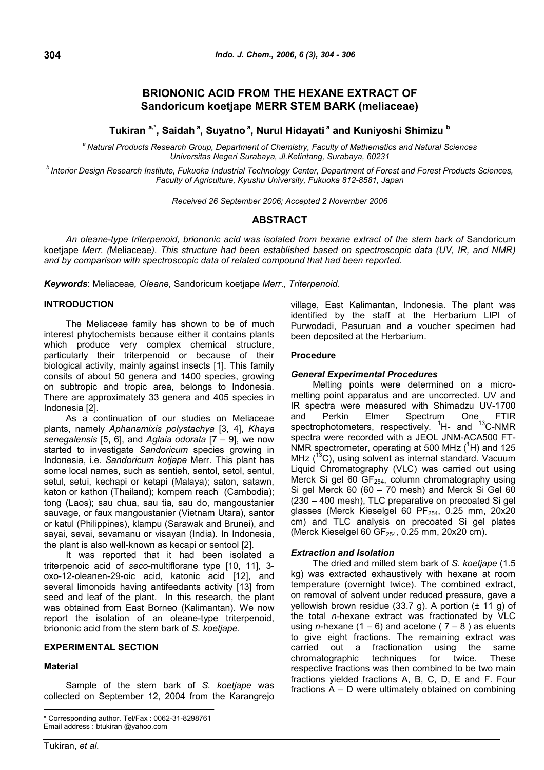# BRIONONIC ACID FROM THE HEXANE EXTRACT OF Sandoricum koetjape MERR STEM BARK (meliaceae)

**Tukiran [a,*], Saidah [a], Suyatno [a], Nurul Hidayati [a] and Kuniyoshi Shimizu [b]**

[a] *Natural Products Research Group, Department of Chemistry, Faculty of Mathematics and Natural Sciences Universitas Negeri Surabaya, Jl.Ketintang, Surabaya, 60231*

[b] *Interior Design Research Institute, Fukuoka Industrial Technology Center, Department of Forest and Forest Products Sciences, Faculty of Agriculture, Kyushu University, Fukuoka 812-8581, Japan*

*Received 26 September 2006; Accepted 2 November 2006*

## ABSTRACT

*An oleane-type triterpenoid, briononic acid was isolated from hexane extract of the stem bark of* Sandoricum koetjape *Merr. (*Meliaceae*). This structure had been established based on spectroscopic data (UV, IR, and NMR) and by comparison with spectroscopic data of related compound that had been reported.*

***Keywords***: Meliaceae*, Oleane,* Sandoricum koetjape *Merr.*, *Triterpenoid.*

## INTRODUCTION

The Meliaceae family has shown to be of much interest phytochemists because either it contains plants which produce very complex chemical structure, particularly their triterpenoid or because of their biological activity, mainly against insects [1]. This family consits of about 50 genera and 1400 species, growing on subtropic and tropic area, belongs to Indonesia. There are approximately 33 genera and 405 species in Indonesia [2].

As a continuation of our studies on Meliaceae plants, namely *Aphanamixis polystachya* [3, 4], *Khaya senegalensis* [5, 6], and *Aglaia odorata* [7 – 9], we now started to investigate *Sandoricum* species growing in Indonesia, i.e. *Sandoricum kotjape* Merr. This plant has some local names, such as sentieh, sentol, setol, sentul, setul, setui, kechapi or ketapi (Malaya); saton, satawn, katon or kathon (Thailand); kompem reach (Cambodia); tong (Laos); sau chua, sau tia, sau do, mangoustanier sauvage*,* or faux mangoustanier (Vietnam Utara), santor or katul (Philippines), klampu (Sarawak and Brunei), and sayai, sevai, sevamanu or visayan (India). In Indonesia, the plant is also well-known as kecapi or sentool [2].

It was reported that it had been isolated a triterpenoic acid of *seco*-multiflorane type [10, 11], 3-oxo-12-oleanen-29-oic acid, katonic acid [12], and several limonoids having antifeedants activity [13] from seed and leaf of the plant. In this research, the plant was obtained from East Borneo (Kalimantan). We now report the isolation of an oleane-type triterpenoid, briononic acid from the stem bark of *S. koetjape*.

## EXPERIMENTAL SECTION

### Material

Sample of the stem bark of *S. koetjape* was collected on September 12, 2004 from the Karangrejo village, East Kalimantan, Indonesia. The plant was identified by the staff at the Herbarium LIPI of Purwodadi, Pasuruan and a voucher specimen had been deposited at the Herbarium.

### Procedure

#### *General Experimental Procedures*

Melting points were determined on a micro-melting point apparatus and are uncorrected. UV and IR spectra were measured with Shimadzu UV-1700 and Perkin Elmer Spectrum One FTIR spectrophotometers, respectively. $^{1}$H- and $^{13}$C-NMR spectra were recorded with a JEOL JNM-ACA500 FT-NMR spectrometer, operating at 500 MHz ($^{1}$H) and 125 MHz ($^{13}$C), using solvent as internal standard. Vacuum Liquid Chromatography (VLC) was carried out using Merck Si gel 60 $GF_{254}$, column chromatography using Si gel Merck 60 (60 – 70 mesh) and Merck Si Gel 60 (230 – 400 mesh), TLC preparative on precoated Si gel glasses (Merck Kieselgel 60 $PF_{254}$, 0.25 mm, 20x20 cm) and TLC analysis on precoated Si gel plates (Merck Kieselgel 60 $GF_{254}$, 0.25 mm, 20x20 cm).

#### *Extraction and Isolation*

The dried and milled stem bark of *S. koetjape* (1.5 kg) was extracted exhaustively with hexane at room temperature (overnight twice). The combined extract, on removal of solvent under reduced pressure, gave a yellowish brown residue (33.7 g). A portion (± 11 g) of the total *n*-hexane extract was fractionated by VLC using *n*-hexane (1 – 6) and acetone ( 7 – 8 ) as eluents to give eight fractions. The remaining extract was carried out a fractionation using the same chromatographic techniques for twice. These respective fractions was then combined to be two main fractions yielded fractions A, B, C, D, E and F. Four fractions A – D were ultimately obtained on combining

\* Corresponding author. Tel/Fax : 0062-31-8298761
Email address : btukiran @yahoo.com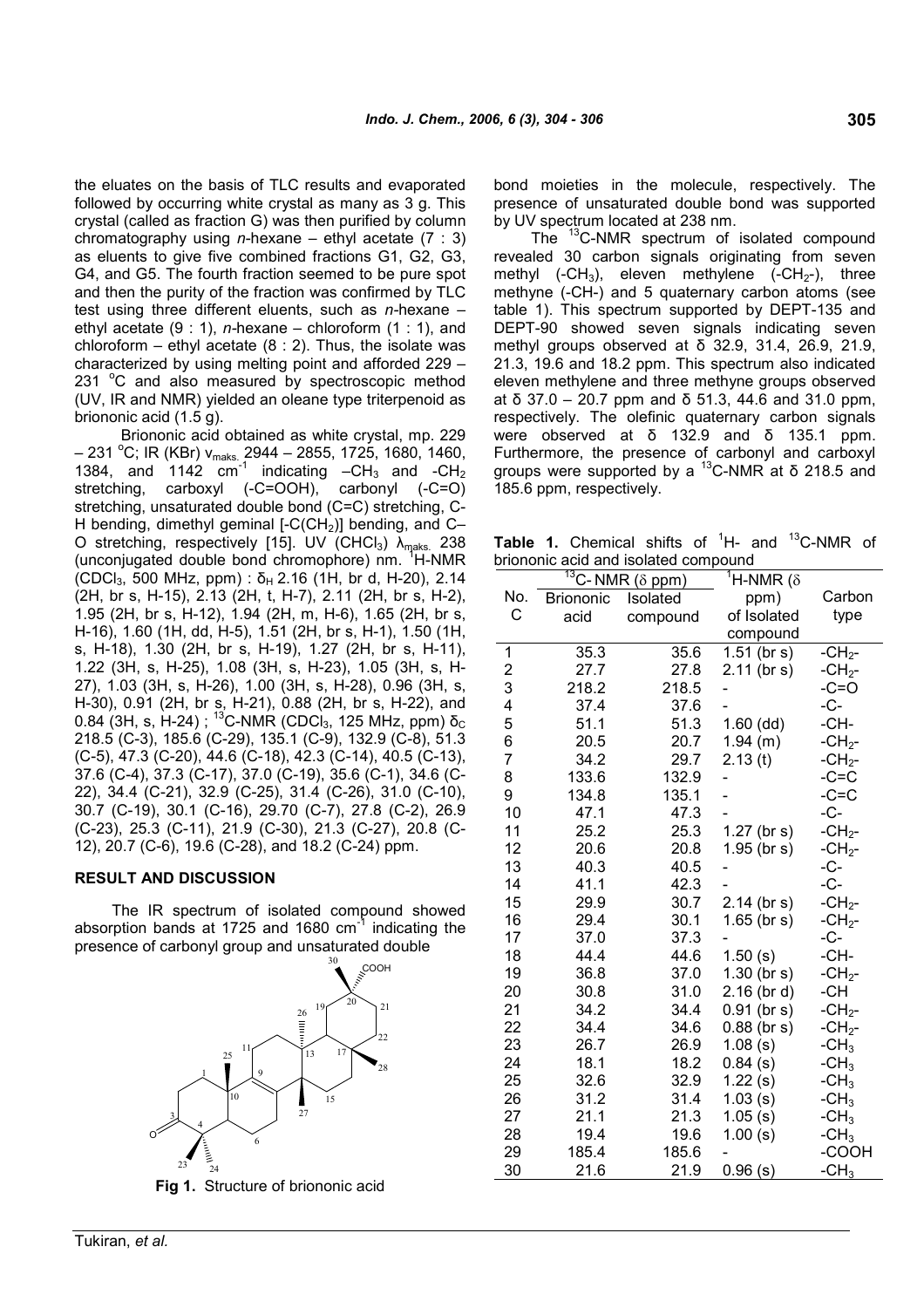the eluates on the basis of TLC results and evaporated followed by occurring white crystal as many as 3 g. This crystal (called as fraction G) was then purified by column chromatography using *n*-hexane – ethyl acetate (7 : 3) as eluents to give five combined fractions G1, G2, G3, G4, and G5. The fourth fraction seemed to be pure spot and then the purity of the fraction was confirmed by TLC test using three different eluents, such as *n*-hexane – ethyl acetate (9 : 1), *n*-hexane – chloroform (1 : 1), and chloroform – ethyl acetate (8 : 2). Thus, the isolate was characterized by using melting point and afforded 229 – 231 °C and also measured by spectroscopic method (UV, IR and NMR) yielded an oleane type triterpenoid as briononic acid (1.5 g).

Briononic acid obtained as white crystal, mp. 229 – 231 °C; IR (KBr) $v_{maks.}$ 2944 – 2855, 1725, 1680, 1460, 1384, and 1142 $cm^{-1}$ indicating $-CH_3$ and $-CH_2$ stretching, carboxyl (-C=OOH), carbonyl (-C=O) stretching, unsaturated double bond (C=C) stretching, C-H bending, dimethyl geminal [$-C(CH_2)$] bending, and C–O stretching, respectively [15]. UV ($CHCl_3$) $\lambda_{maks.}$ 238 (unconjugated double bond chromophore) nm. $^1$H-NMR ($CDCl_3$, 500 MHz, ppm) : $\delta_H$ 2.16 (1H, br d, H-20), 2.14 (2H, br s, H-15), 2.13 (2H, t, H-7), 2.11 (2H, br s, H-2), 1.95 (2H, br s, H-12), 1.94 (2H, m, H-6), 1.65 (2H, br s, H-16), 1.60 (1H, dd, H-5), 1.51 (2H, br s, H-1), 1.50 (1H, s, H-18), 1.30 (2H, br s, H-19), 1.27 (2H, br s, H-11), 1.22 (3H, s, H-25), 1.08 (3H, s, H-23), 1.05 (3H, s, H-27), 1.03 (3H, s, H-26), 1.00 (3H, s, H-28), 0.96 (3H, s, H-30), 0.91 (2H, br s, H-21), 0.88 (2H, br s, H-22), and 0.84 (3H, s, H-24) ; $^{13}$C-NMR ($CDCl_3$, 125 MHz, ppm) $\delta_C$ 218.5 (C-3), 185.6 (C-29), 135.1 (C-9), 132.9 (C-8), 51.3 (C-5), 47.3 (C-20), 44.6 (C-18), 42.3 (C-14), 40.5 (C-13), 37.6 (C-4), 37.3 (C-17), 37.0 (C-19), 35.6 (C-1), 34.6 (C-22), 34.4 (C-21), 32.9 (C-25), 31.4 (C-26), 31.0 (C-10), 30.7 (C-19), 30.1 (C-16), 29.70 (C-7), 27.8 (C-2), 26.9 (C-23), 25.3 (C-11), 21.9 (C-30), 21.3 (C-27), 20.8 (C-12), 20.7 (C-6), 19.6 (C-28), and 18.2 (C-24) ppm.

## RESULT AND DISCUSSION

The IR spectrum of isolated compound showed absorption bands at 1725 and 1680 $cm^{-1}$ indicating the presence of carbonyl group and unsaturated double bond moieties in the molecule, respectively. The presence of unsaturated double bond was supported by UV spectrum located at 238 nm.

30
COOH
20
21
26
19
22
11
25
13
17
28
1
9
10
15
27
3
4
6
O
23
24

Fig 1. Structure of brionoic acid

The $^{13}$C-NMR spectrum of isolated compound revealed 30 carbon signals originating from seven methyl ($-CH_3$), eleven methylene ($-CH_2-$), three methyne (-CH-) and 5 quaternary carbon atoms (see table 1). This spectrum supported by DEPT-135 and DEPT-90 showed seven signals indicating seven methyl groups observed at δ 32.9, 31.4, 26.9, 21.9, 21.3, 19.6 and 18.2 ppm. This spectrum also indicated eleven methylene and three methyne groups observed at δ 37.0 – 20.7 ppm and δ 51.3, 44.6 and 31.0 ppm, respectively. The olefinic quaternary carbon signals were observed at δ 132.9 and δ 135.1 ppm. Furthermore, the presence of carbonyl and carboxyl groups were supported by a $^{13}$C-NMR at δ 218.5 and 185.6 ppm, respectively.

**Table 1.** Chemical shifts of $^1$H- and $^{13}$C-NMR of brionoic acid and isolated compound

| No. C | $^{13}$C- NMR (δ ppm) Brionoic acid | Isolated compound | $^1$H-NMR (δ ppm) of Isolated compound | Carbon type |
|---|---|---|---|---|
| 1 | 35.3 | 35.6 | 1.51 (br s) | $-CH_2-$ |
| 2 | 27.7 | 27.8 | 2.11 (br s) | $-CH_2-$ |
| 3 | 218.2 | 218.5 | - | -C=O |
| 4 | 37.4 | 37.6 | - | -C- |
| 5 | 51.1 | 51.3 | 1.60 (dd) | -CH- |
| 6 | 20.5 | 20.7 | 1.94 (m) | $-CH_2-$ |
| 7 | 34.2 | 29.7 | 2.13 (t) | $-CH_2-$ |
| 8 | 133.6 | 132.9 | - | -C=C |
| 9 | 134.8 | 135.1 | - | -C=C |
| 10 | 47.1 | 47.3 | - | -C- |
| 11 | 25.2 | 25.3 | 1.27 (br s) | $-CH_2-$ |
| 12 | 20.6 | 20.8 | 1.95 (br s) | $-CH_2-$ |
| 13 | 40.3 | 40.5 | - | -C- |
| 14 | 41.1 | 42.3 | - | -C- |
| 15 | 29.9 | 30.7 | 2.14 (br s) | $-CH_2-$ |
| 16 | 29.4 | 30.1 | 1.65 (br s) | $-CH_2-$ |
| 17 | 37.0 | 37.3 | - | -C- |
| 18 | 44.4 | 44.6 | 1.50 (s) | -CH- |
| 19 | 36.8 | 37.0 | 1.30 (br s) | $-CH_2-$ |
| 20 | 30.8 | 31.0 | 2.16 (br d) | -CH |
| 21 | 34.2 | 34.4 | 0.91 (br s) | $-CH_2-$ |
| 22 | 34.4 | 34.6 | 0.88 (br s) | $-CH_2-$ |
| 23 | 26.7 | 26.9 | 1.08 (s) | $-CH_3$ |
| 24 | 18.1 | 18.2 | 0.84 (s) | $-CH_3$ |
| 25 | 32.6 | 32.9 | 1.22 (s) | $-CH_3$ |
| 26 | 31.2 | 31.4 | 1.03 (s) | $-CH_3$ |
| 27 | 21.1 | 21.3 | 1.05 (s) | $-CH_3$ |
| 28 | 19.4 | 19.6 | 1.00 (s) | $-CH_3$ |
| 29 | 185.4 | 185.6 | - | -COOH |
| 30 | 21.6 | 21.9 | 0.96 (s) | $-CH_3$ |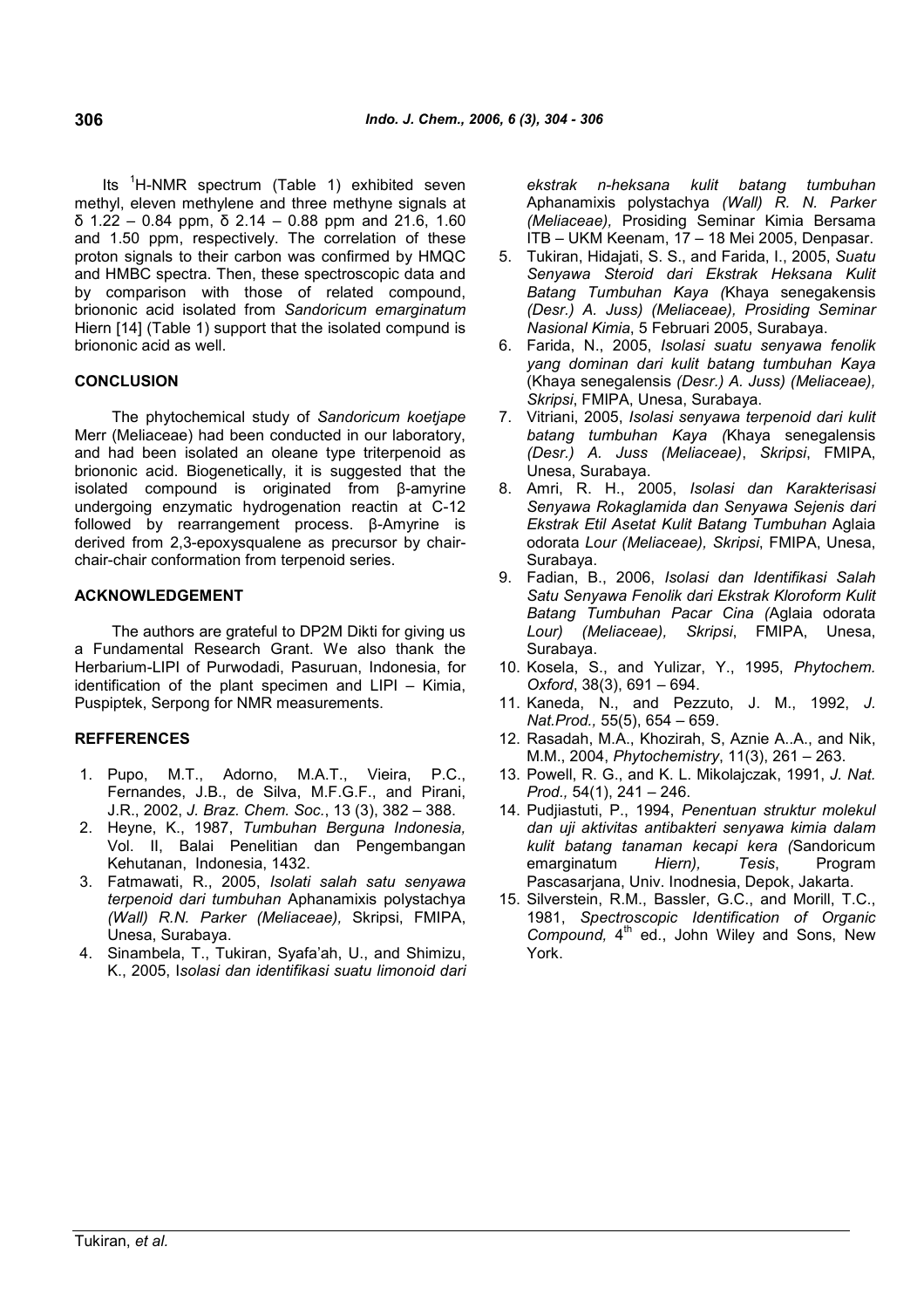Its [1]H-NMR spectrum (Table 1) exhibited seven methyl, eleven methylene and three methyne signals at δ 1.22 – 0.84 ppm, δ 2.14 – 0.88 ppm and 21.6, 1.60 and 1.50 ppm, respectively. The correlation of these proton signals to their carbon was confirmed by HMQC and HMBC spectra. Then, these spectroscopic data and by comparison with those of related compound, briononic acid isolated from *Sandoricum emarginatum* Hiern [14] (Table 1) support that the isolated compund is briononic acid as well.

## CONCLUSION

The phytochemical study of *Sandoricum koetjape* Merr (Meliaceae) had been conducted in our laboratory, and had been isolated an oleane type triterpenoid as briononic acid. Biogenetically, it is suggested that the isolated compound is originated from β-amyrine undergoing enzymatic hydrogenation reactin at C-12 followed by rearrangement process. β-Amyrine is derived from 2,3-epoxysqualene as precursor by chair-chair-chair conformation from terpenoid series.

## ACKNOWLEDGEMENT

The authors are grateful to DP2M Dikti for giving us a Fundamental Research Grant. We also thank the Herbarium-LIPI of Purwodadi, Pasuruan, Indonesia, for identification of the plant specimen and LIPI – Kimia, Puspiptek, Serpong for NMR measurements.

## REFFERENCES

1. Pupo, M.T., Adorno, M.A.T., Vieira, P.C., Fernandes, J.B., de Silva, M.F.G.F., and Pirani, J.R., 2002, *J. Braz. Chem. Soc.*, 13 (3), 382 – 388.
2. Heyne, K., 1987, *Tumbuhan Berguna Indonesia,* Vol. II, Balai Penelitian dan Pengembangan Kehutanan, Indonesia, 1432.
3. Fatmawati, R., 2005, *Isolati salah satu senyawa terpenoid dari tumbuhan* Aphanamixis polystachya *(Wall) R.N. Parker (Meliaceae),* Skripsi, FMIPA, Unesa, Surabaya.
4. Sinambela, T., Tukiran, Syafa'ah, U., and Shimizu, K., 2005, I*solasi dan identifikasi suatu limonoid dari ekstrak n-heksana kulit batang tumbuhan* Aphanamixis polystachya *(Wall) R. N. Parker (Meliaceae),* Prosiding Seminar Kimia Bersama ITB – UKM Keenam, 17 – 18 Mei 2005, Denpasar.
5. Tukiran, Hidajati, S. S., and Farida, I., 2005, *Suatu Senyawa Steroid dari Ekstrak Heksana Kulit Batang Tumbuhan Kaya (*Khaya senegakensis *(Desr.) A. Juss) (Meliaceae), Prosiding Seminar Nasional Kimia*, 5 Februari 2005, Surabaya.
6. Farida, N., 2005, *Isolasi suatu senyawa fenolik yang dominan dari kulit batang tumbuhan Kaya* (Khaya senegalensis *(Desr.) A. Juss) (Meliaceae), Skripsi*, FMIPA, Unesa, Surabaya.
7. Vitriani, 2005, *Isolasi senyawa terpenoid dari kulit batang tumbuhan Kaya (*Khaya senegalensis *(Desr.) A. Juss (Meliaceae)*, *Skripsi*, FMIPA, Unesa, Surabaya.
8. Amri, R. H., 2005, *Isolasi dan Karakterisasi Senyawa Rokaglamida dan Senyawa Sejenis dari Ekstrak Etil Asetat Kulit Batang Tumbuhan* Aglaia odorata *Lour (Meliaceae), Skripsi*, FMIPA, Unesa, Surabaya.
9. Fadian, B., 2006, *Isolasi dan Identifikasi Salah Satu Senyawa Fenolik dari Ekstrak Kloroform Kulit Batang Tumbuhan Pacar Cina (*Aglaia odorata *Lour) (Meliaceae), Skripsi*, FMIPA, Unesa, Surabaya.
10. Kosela, S., and Yulizar, Y., 1995, *Phytochem. Oxford*, 38(3), 691 – 694.
11. Kaneda, N., and Pezzuto, J. M., 1992, *J. Nat.Prod.,* 55(5), 654 – 659.
12. Rasadah, M.A., Khozirah, S, Aznie A..A., and Nik, M.M., 2004, *Phytochemistry*, 11(3), 261 – 263.
13. Powell, R. G., and K. L. Mikolajczak, 1991, *J. Nat. Prod.,* 54(1), 241 – 246.
14. Pudjiastuti, P., 1994, *Penentuan struktur molekul dan uji aktivitas antibakteri senyawa kimia dalam kulit batang tanaman kecapi kera (*Sandoricum emarginatum *Hiern), Tesis*, Program Pascasarjana, Univ. Inodnesia, Depok, Jakarta.
15. Silverstein, R.M., Bassler, G.C., and Morill, T.C., 1981, *Spectroscopic Identification of Organic Compound,* 4[th] ed., John Wiley and Sons, New York.